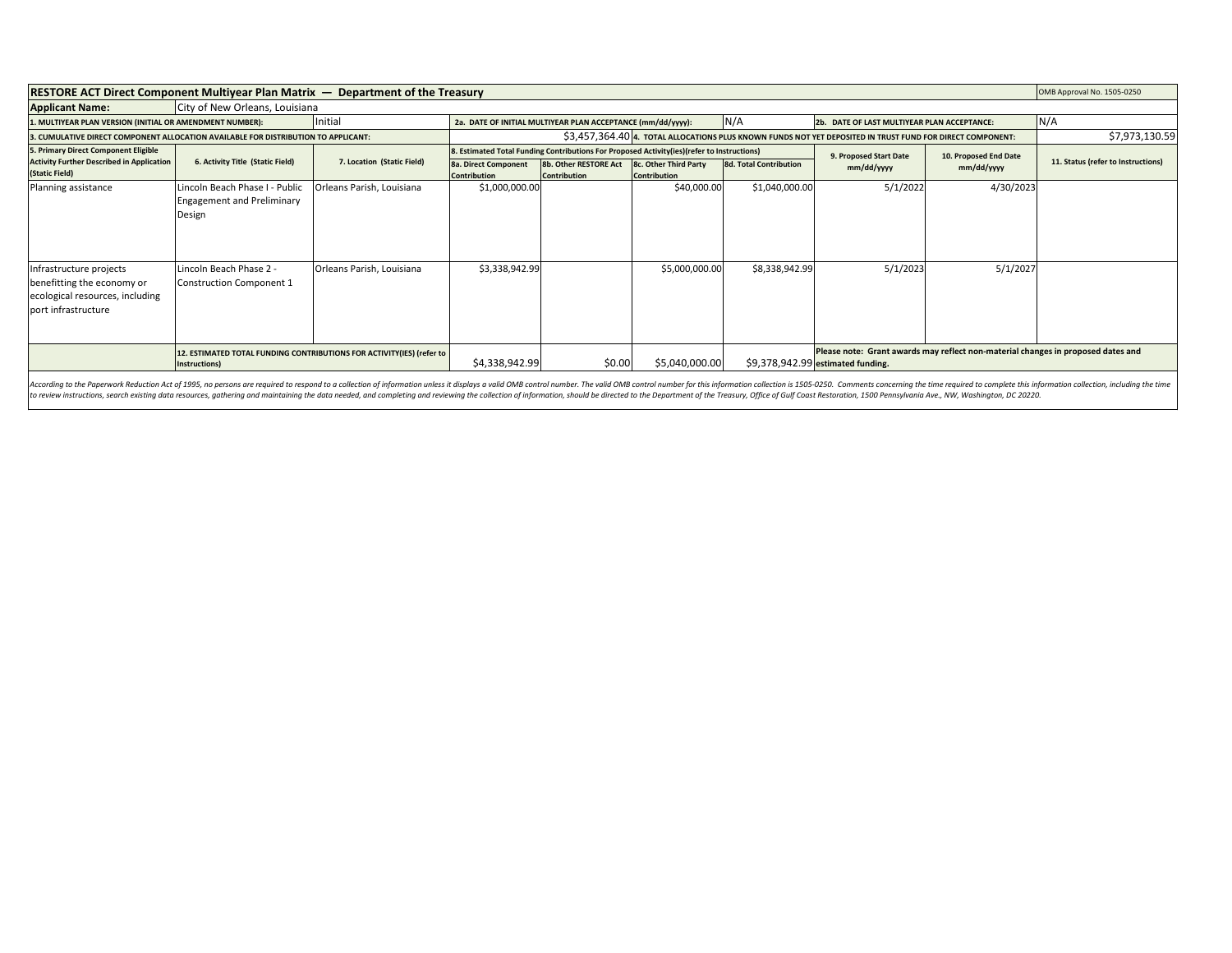| **RESTORE ACT Direct Component Multiyear Plan Matrix — Department of the Treasury** | | | | | | | | | | OMB Approval No. 1505-0250 |
|---|---|---|---|---|---|---|---|---|---|---|
| **Applicant Name:** | City of New Orleans, Louisiana | | | | | | | | | |
| **1. MULTIYEAR PLAN VERSION (INITIAL OR AMENDMENT NUMBER):** | | Initial | **2a. DATE OF INITIAL MULTIYEAR PLAN ACCEPTANCE (mm/dd/yyyy):** | | | N/A | **2b. DATE OF LAST MULTIYEAR PLAN ACCEPTANCE:** | | | N/A |
| **3. CUMULATIVE DIRECT COMPONENT ALLOCATION AVAILABLE FOR DISTRIBUTION TO APPLICANT:** | | | $3,457,364.40 | **4. TOTAL ALLOCATIONS PLUS KNOWN FUNDS NOT YET DEPOSITED IN TRUST FUND FOR DIRECT COMPONENT:** | | | | | | $7,973,130.59 |
| **5. Primary Direct Component Eligible Activity Further Described in Application (Static Field)** | **6. Activity Title (Static Field)** | **7. Location (Static Field)** | **8. Estimated Total Funding Contributions For Proposed Activity(ies)(refer to Instructions)** | | | | **9. Proposed Start Date mm/dd/yyyy** | **10. Proposed End Date mm/dd/yyyy** | **11. Status (refer to Instructions)** | |
| | | | **8a. Direct Component Contribution** | **8b. Other RESTORE Act Contribution** | **8c. Other Third Party Contribution** | **8d. Total Contribution** | | | | |
| Planning assistance | Lincoln Beach Phase I - Public Engagement and Preliminary Design | Orleans Parish, Louisiana | $1,000,000.00 | | $40,000.00 | $1,040,000.00 | 5/1/2022 | 4/30/2023 | | |
| Infrastructure projects benefitting the economy or ecological resources, including port infrastructure | Lincoln Beach Phase 2 - Construction Component 1 | Orleans Parish, Louisiana | $3,338,942.99 | | $5,000,000.00 | $8,338,942.99 | 5/1/2023 | 5/1/2027 | | |
| | **12. ESTIMATED TOTAL FUNDING CONTRIBUTIONS FOR ACTIVITY(IES) (refer to Instructions)** | | $4,338,942.99 | $0.00 | $5,040,000.00 | $9,378,942.99 | **Please note: Grant awards may reflect non-material changes in proposed dates and estimated funding.** | | | |

*According to the Paperwork Reduction Act of 1995, no persons are required to respond to a collection of information unless it displays a valid OMB control number. The valid OMB control number for this information collection is 1505-0250. Comments concerning the time required to complete this information collection, including the time to review instructions, search existing data resources, gathering and maintaining the data needed, and completing and reviewing the collection of information, should be directed to the Department of the Treasury, Office of Gulf Coast Restoration, 1500 Pennsylvania Ave., NW, Washington, DC 20220.*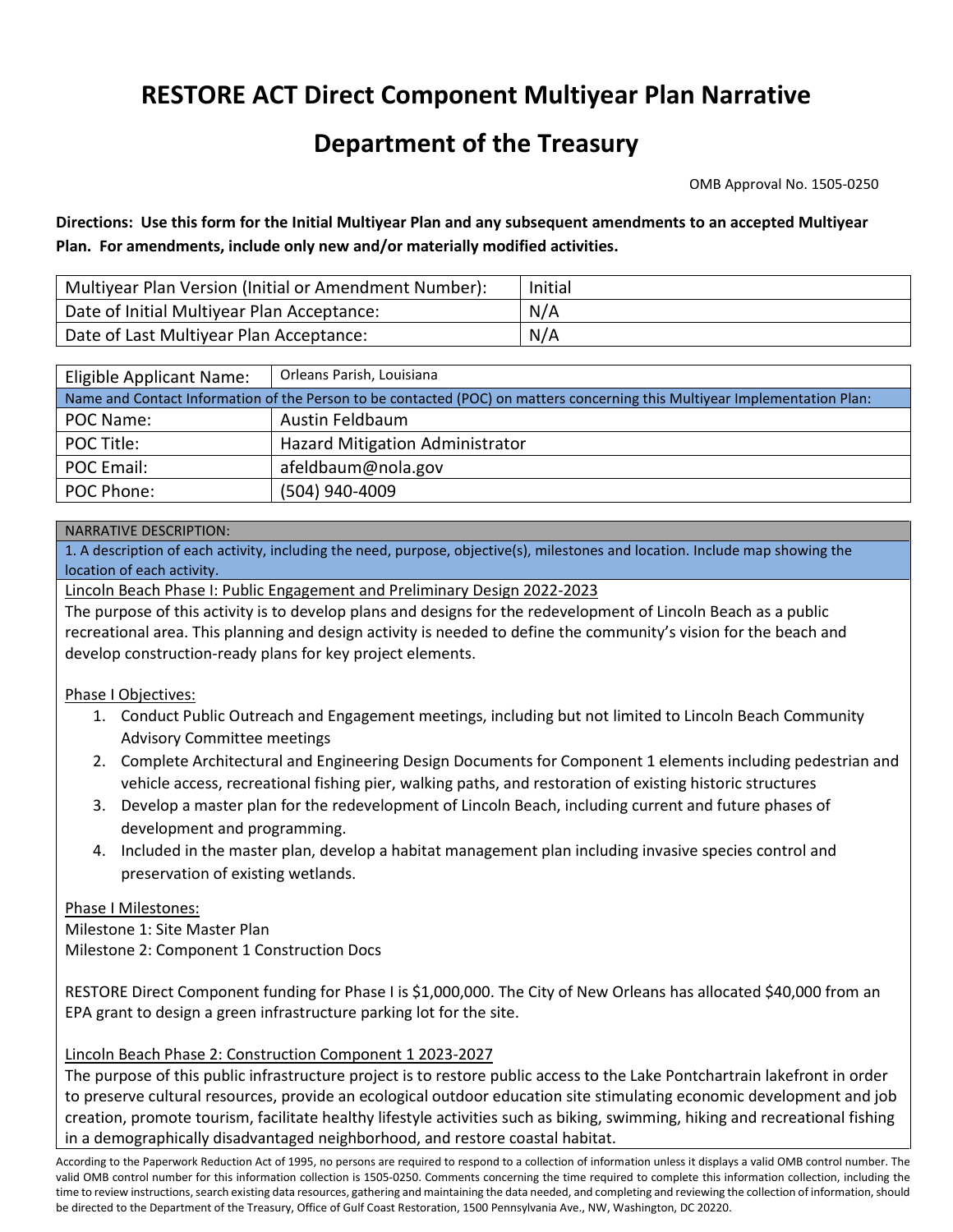# RESTORE ACT Direct Component Multiyear Plan Narrative

# Department of the Treasury

OMB Approval No. 1505-0250

**Directions: Use this form for the Initial Multiyear Plan and any subsequent amendments to an accepted Multiyear Plan. For amendments, include only new and/or materially modified activities.**

| Multiyear Plan Version (Initial or Amendment Number): | Initial |
|---|---|
| Date of Initial Multiyear Plan Acceptance: | N/A |
| Date of Last Multiyear Plan Acceptance: | N/A |

| Eligible Applicant Name: | Orleans Parish, Louisiana |
|---|---|
| Name and Contact Information of the Person to be contacted (POC) on matters concerning this Multiyear Implementation Plan: | |
| POC Name: | Austin Feldbaum |
| POC Title: | Hazard Mitigation Administrator |
| POC Email: | afeldbaum@nola.gov |
| POC Phone: | (504) 940-4009 |

NARRATIVE DESCRIPTION:

1. A description of each activity, including the need, purpose, objective(s), milestones and location. Include map showing the location of each activity.

Lincoln Beach Phase I: Public Engagement and Preliminary Design 2022-2023

The purpose of this activity is to develop plans and designs for the redevelopment of Lincoln Beach as a public recreational area. This planning and design activity is needed to define the community's vision for the beach and develop construction-ready plans for key project elements.

Phase I Objectives:

1. Conduct Public Outreach and Engagement meetings, including but not limited to Lincoln Beach Community Advisory Committee meetings
2. Complete Architectural and Engineering Design Documents for Component 1 elements including pedestrian and vehicle access, recreational fishing pier, walking paths, and restoration of existing historic structures
3. Develop a master plan for the redevelopment of Lincoln Beach, including current and future phases of development and programming.
4. Included in the master plan, develop a habitat management plan including invasive species control and preservation of existing wetlands.

Phase I Milestones:

Milestone 1: Site Master Plan
Milestone 2: Component 1 Construction Docs

RESTORE Direct Component funding for Phase I is $1,000,000. The City of New Orleans has allocated $40,000 from an EPA grant to design a green infrastructure parking lot for the site.

Lincoln Beach Phase 2: Construction Component 1 2023-2027

The purpose of this public infrastructure project is to restore public access to the Lake Pontchartrain lakefront in order to preserve cultural resources, provide an ecological outdoor education site stimulating economic development and job creation, promote tourism, facilitate healthy lifestyle activities such as biking, swimming, hiking and recreational fishing in a demographically disadvantaged neighborhood, and restore coastal habitat.

According to the Paperwork Reduction Act of 1995, no persons are required to respond to a collection of information unless it displays a valid OMB control number. The valid OMB control number for this information collection is 1505-0250. Comments concerning the time required to complete this information collection, including the time to review instructions, search existing data resources, gathering and maintaining the data needed, and completing and reviewing the collection of information, should be directed to the Department of the Treasury, Office of Gulf Coast Restoration, 1500 Pennsylvania Ave., NW, Washington, DC 20220.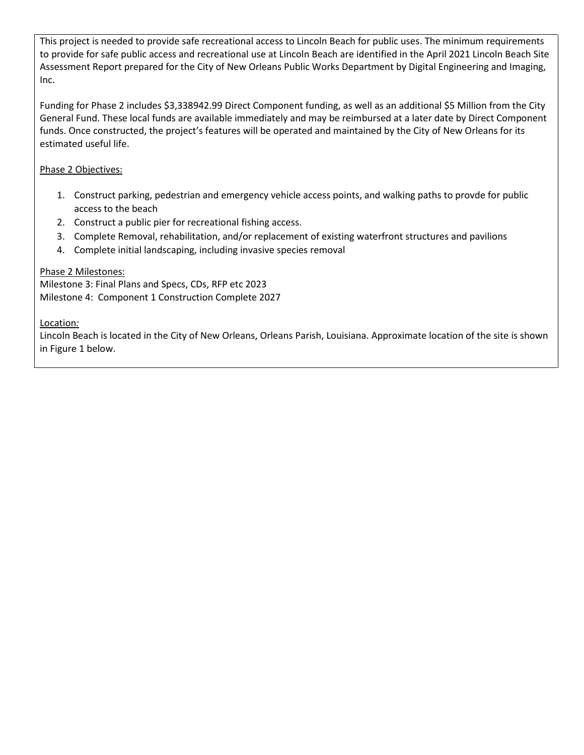This project is needed to provide safe recreational access to Lincoln Beach for public uses. The minimum requirements to provide for safe public access and recreational use at Lincoln Beach are identified in the April 2021 Lincoln Beach Site Assessment Report prepared for the City of New Orleans Public Works Department by Digital Engineering and Imaging, Inc.

Funding for Phase 2 includes $3,338942.99 Direct Component funding, as well as an additional $5 Million from the City General Fund. These local funds are available immediately and may be reimbursed at a later date by Direct Component funds. Once constructed, the project's features will be operated and maintained by the City of New Orleans for its estimated useful life.

Phase 2 Objectives:

1. Construct parking, pedestrian and emergency vehicle access points, and walking paths to provde for public access to the beach
2. Construct a public pier for recreational fishing access.
3. Complete Removal, rehabilitation, and/or replacement of existing waterfront structures and pavilions
4. Complete initial landscaping, including invasive species removal

Phase 2 Milestones:
Milestone 3: Final Plans and Specs, CDs, RFP etc 2023
Milestone 4: Component 1 Construction Complete 2027

Location:
Lincoln Beach is located in the City of New Orleans, Orleans Parish, Louisiana. Approximate location of the site is shown in Figure 1 below.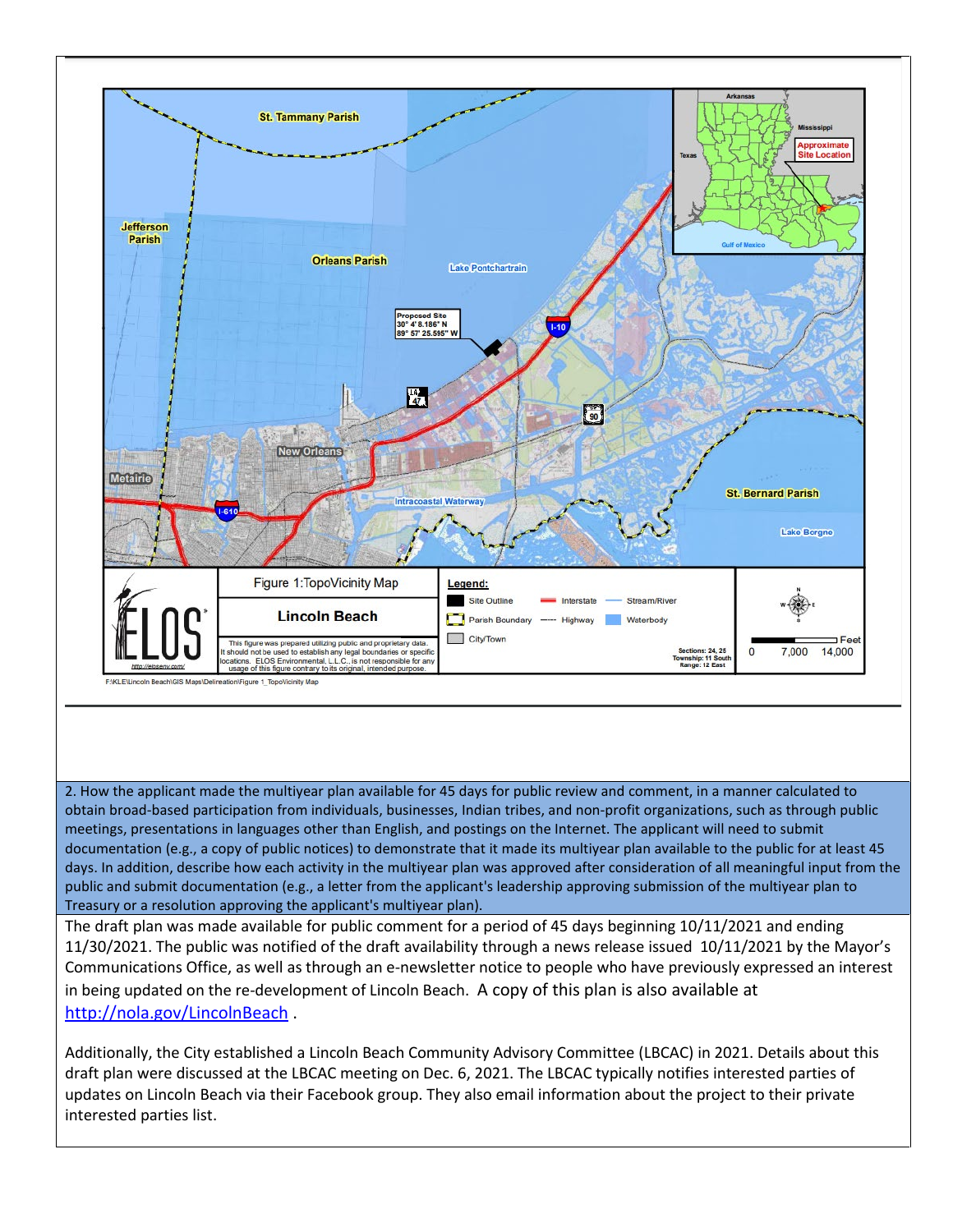Figure 1:TopoVicinity Map

Lincoln Beach

This figure was prepared utilizing public and proprietary data. It should not be used to establish any legal boundaries or specific locations. ELOS Environmental, L.L.C., is not responsible for any usage of this figure contrary to its original, intended purpose.

F:\KLE\Lincoln Beach\GIS Maps\Delineation\Figure 1_TopoVicinity Map

2. How the applicant made the multiyear plan available for 45 days for public review and comment, in a manner calculated to obtain broad-based participation from individuals, businesses, Indian tribes, and non-profit organizations, such as through public meetings, presentations in languages other than English, and postings on the Internet. The applicant will need to submit documentation (e.g., a copy of public notices) to demonstrate that it made its multiyear plan available to the public for at least 45 days. In addition, describe how each activity in the multiyear plan was approved after consideration of all meaningful input from the public and submit documentation (e.g., a letter from the applicant's leadership approving submission of the multiyear plan to Treasury or a resolution approving the applicant's multiyear plan).

The draft plan was made available for public comment for a period of 45 days beginning 10/11/2021 and ending 11/30/2021. The public was notified of the draft availability through a news release issued 10/11/2021 by the Mayor's Communications Office, as well as through an e-newsletter notice to people who have previously expressed an interest in being updated on the re-development of Lincoln Beach. A copy of this plan is also available at http://nola.gov/LincolnBeach .

Additionally, the City established a Lincoln Beach Community Advisory Committee (LBCAC) in 2021. Details about this draft plan were discussed at the LBCAC meeting on Dec. 6, 2021. The LBCAC typically notifies interested parties of updates on Lincoln Beach via their Facebook group. They also email information about the project to their private interested parties list.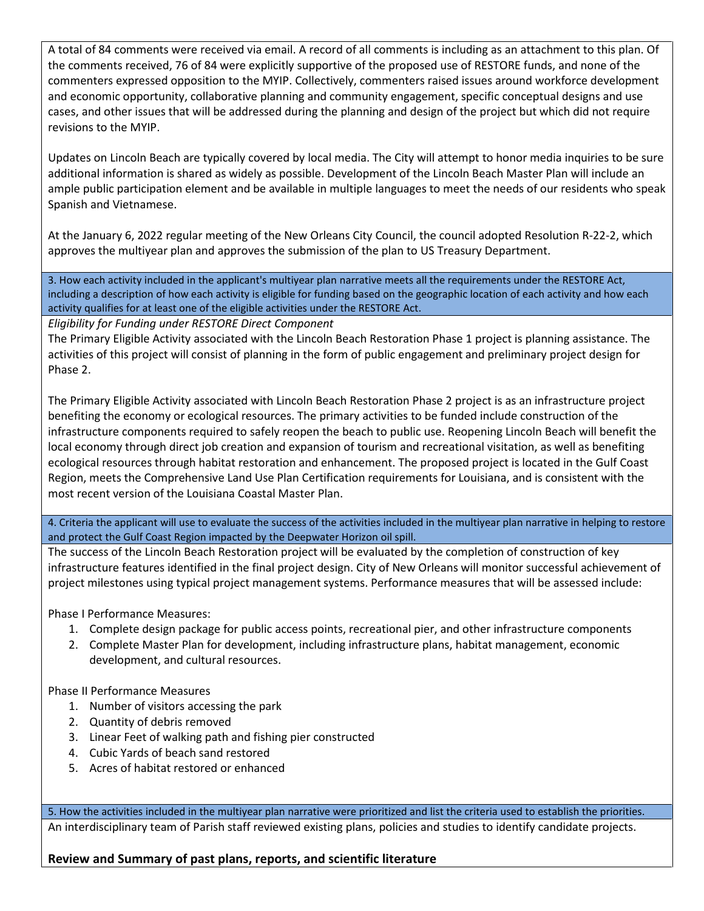A total of 84 comments were received via email. A record of all comments is including as an attachment to this plan. Of the comments received, 76 of 84 were explicitly supportive of the proposed use of RESTORE funds, and none of the commenters expressed opposition to the MYIP. Collectively, commenters raised issues around workforce development and economic opportunity, collaborative planning and community engagement, specific conceptual designs and use cases, and other issues that will be addressed during the planning and design of the project but which did not require revisions to the MYIP.

Updates on Lincoln Beach are typically covered by local media. The City will attempt to honor media inquiries to be sure additional information is shared as widely as possible. Development of the Lincoln Beach Master Plan will include an ample public participation element and be available in multiple languages to meet the needs of our residents who speak Spanish and Vietnamese.

At the January 6, 2022 regular meeting of the New Orleans City Council, the council adopted Resolution R-22-2, which approves the multiyear plan and approves the submission of the plan to US Treasury Department.

**3. How each activity included in the applicant's multiyear plan narrative meets all the requirements under the RESTORE Act, including a description of how each activity is eligible for funding based on the geographic location of each activity and how each activity qualifies for at least one of the eligible activities under the RESTORE Act.**

*Eligibility for Funding under RESTORE Direct Component*

The Primary Eligible Activity associated with the Lincoln Beach Restoration Phase 1 project is planning assistance. The activities of this project will consist of planning in the form of public engagement and preliminary project design for Phase 2.

The Primary Eligible Activity associated with Lincoln Beach Restoration Phase 2 project is as an infrastructure project benefiting the economy or ecological resources. The primary activities to be funded include construction of the infrastructure components required to safely reopen the beach to public use. Reopening Lincoln Beach will benefit the local economy through direct job creation and expansion of tourism and recreational visitation, as well as benefiting ecological resources through habitat restoration and enhancement. The proposed project is located in the Gulf Coast Region, meets the Comprehensive Land Use Plan Certification requirements for Louisiana, and is consistent with the most recent version of the Louisiana Coastal Master Plan.

**4. Criteria the applicant will use to evaluate the success of the activities included in the multiyear plan narrative in helping to restore and protect the Gulf Coast Region impacted by the Deepwater Horizon oil spill.**

The success of the Lincoln Beach Restoration project will be evaluated by the completion of construction of key infrastructure features identified in the final project design. City of New Orleans will monitor successful achievement of project milestones using typical project management systems. Performance measures that will be assessed include:

Phase I Performance Measures:

1. Complete design package for public access points, recreational pier, and other infrastructure components
2. Complete Master Plan for development, including infrastructure plans, habitat management, economic development, and cultural resources.

Phase II Performance Measures

1. Number of visitors accessing the park
2. Quantity of debris removed
3. Linear Feet of walking path and fishing pier constructed
4. Cubic Yards of beach sand restored
5. Acres of habitat restored or enhanced

**5. How the activities included in the multiyear plan narrative were prioritized and list the criteria used to establish the priorities.**

An interdisciplinary team of Parish staff reviewed existing plans, policies and studies to identify candidate projects.

**Review and Summary of past plans, reports, and scientific literature**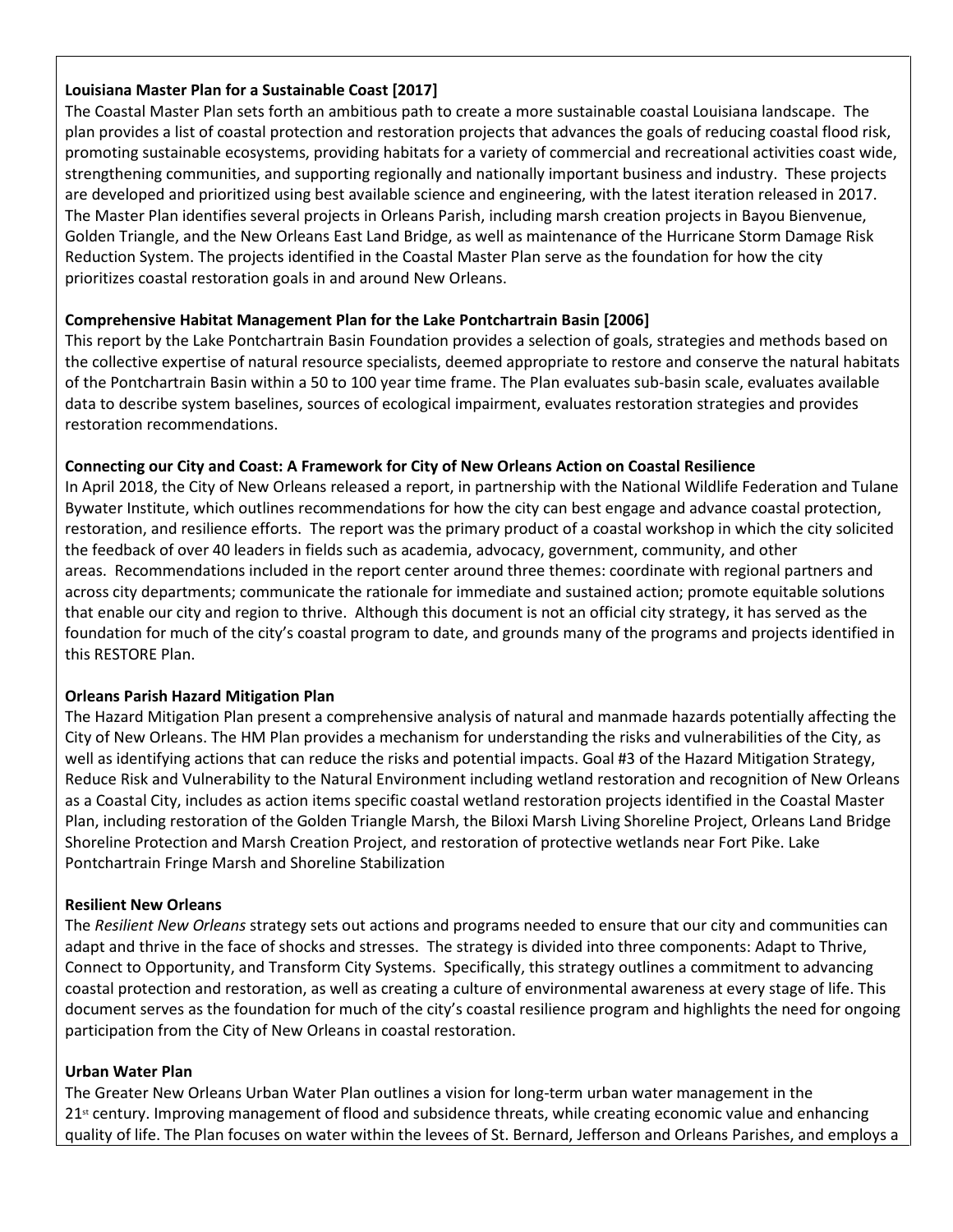**Louisiana Master Plan for a Sustainable Coast [2017]**

The Coastal Master Plan sets forth an ambitious path to create a more sustainable coastal Louisiana landscape. The plan provides a list of coastal protection and restoration projects that advances the goals of reducing coastal flood risk, promoting sustainable ecosystems, providing habitats for a variety of commercial and recreational activities coast wide, strengthening communities, and supporting regionally and nationally important business and industry. These projects are developed and prioritized using best available science and engineering, with the latest iteration released in 2017. The Master Plan identifies several projects in Orleans Parish, including marsh creation projects in Bayou Bienvenue, Golden Triangle, and the New Orleans East Land Bridge, as well as maintenance of the Hurricane Storm Damage Risk Reduction System. The projects identified in the Coastal Master Plan serve as the foundation for how the city prioritizes coastal restoration goals in and around New Orleans.

**Comprehensive Habitat Management Plan for the Lake Pontchartrain Basin [2006]**

This report by the Lake Pontchartrain Basin Foundation provides a selection of goals, strategies and methods based on the collective expertise of natural resource specialists, deemed appropriate to restore and conserve the natural habitats of the Pontchartrain Basin within a 50 to 100 year time frame. The Plan evaluates sub-basin scale, evaluates available data to describe system baselines, sources of ecological impairment, evaluates restoration strategies and provides restoration recommendations.

**Connecting our City and Coast: A Framework for City of New Orleans Action on Coastal Resilience**

In April 2018, the City of New Orleans released a report, in partnership with the National Wildlife Federation and Tulane Bywater Institute, which outlines recommendations for how the city can best engage and advance coastal protection, restoration, and resilience efforts. The report was the primary product of a coastal workshop in which the city solicited the feedback of over 40 leaders in fields such as academia, advocacy, government, community, and other areas. Recommendations included in the report center around three themes: coordinate with regional partners and across city departments; communicate the rationale for immediate and sustained action; promote equitable solutions that enable our city and region to thrive. Although this document is not an official city strategy, it has served as the foundation for much of the city's coastal program to date, and grounds many of the programs and projects identified in this RESTORE Plan.

**Orleans Parish Hazard Mitigation Plan**

The Hazard Mitigation Plan present a comprehensive analysis of natural and manmade hazards potentially affecting the City of New Orleans. The HM Plan provides a mechanism for understanding the risks and vulnerabilities of the City, as well as identifying actions that can reduce the risks and potential impacts. Goal #3 of the Hazard Mitigation Strategy, Reduce Risk and Vulnerability to the Natural Environment including wetland restoration and recognition of New Orleans as a Coastal City, includes as action items specific coastal wetland restoration projects identified in the Coastal Master Plan, including restoration of the Golden Triangle Marsh, the Biloxi Marsh Living Shoreline Project, Orleans Land Bridge Shoreline Protection and Marsh Creation Project, and restoration of protective wetlands near Fort Pike. Lake Pontchartrain Fringe Marsh and Shoreline Stabilization

**Resilient New Orleans**

The *Resilient New Orleans* strategy sets out actions and programs needed to ensure that our city and communities can adapt and thrive in the face of shocks and stresses. The strategy is divided into three components: Adapt to Thrive, Connect to Opportunity, and Transform City Systems. Specifically, this strategy outlines a commitment to advancing coastal protection and restoration, as well as creating a culture of environmental awareness at every stage of life. This document serves as the foundation for much of the city's coastal resilience program and highlights the need for ongoing participation from the City of New Orleans in coastal restoration.

**Urban Water Plan**

The Greater New Orleans Urban Water Plan outlines a vision for long-term urban water management in the 21st century. Improving management of flood and subsidence threats, while creating economic value and enhancing quality of life. The Plan focuses on water within the levees of St. Bernard, Jefferson and Orleans Parishes, and employs a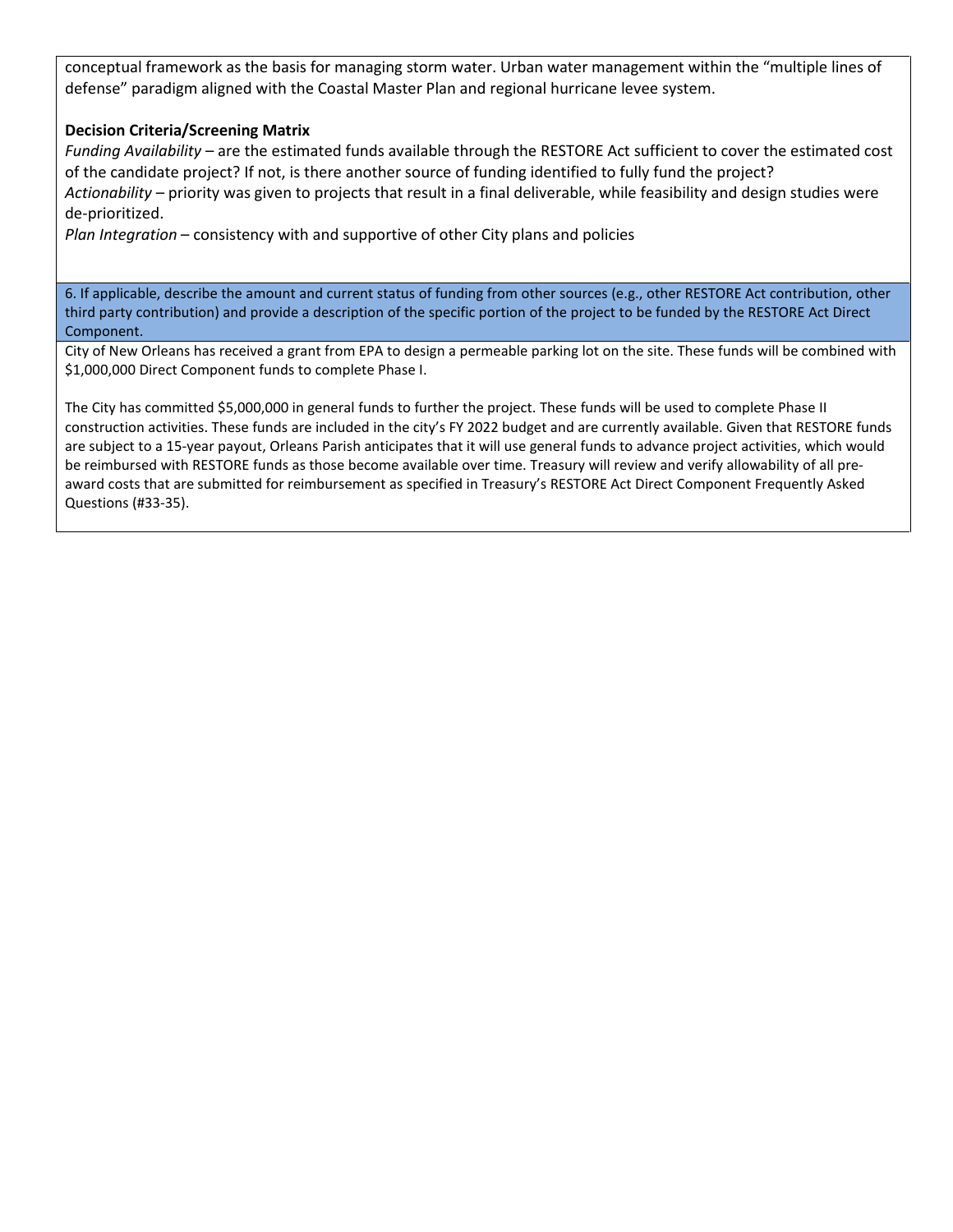conceptual framework as the basis for managing storm water. Urban water management within the "multiple lines of defense" paradigm aligned with the Coastal Master Plan and regional hurricane levee system.

**Decision Criteria/Screening Matrix**

*Funding Availability* – are the estimated funds available through the RESTORE Act sufficient to cover the estimated cost of the candidate project? If not, is there another source of funding identified to fully fund the project?

*Actionability* – priority was given to projects that result in a final deliverable, while feasibility and design studies were de-prioritized.

*Plan Integration* – consistency with and supportive of other City plans and policies

6. If applicable, describe the amount and current status of funding from other sources (e.g., other RESTORE Act contribution, other third party contribution) and provide a description of the specific portion of the project to be funded by the RESTORE Act Direct Component.

City of New Orleans has received a grant from EPA to design a permeable parking lot on the site. These funds will be combined with $1,000,000 Direct Component funds to complete Phase I.

The City has committed $5,000,000 in general funds to further the project. These funds will be used to complete Phase II construction activities. These funds are included in the city's FY 2022 budget and are currently available. Given that RESTORE funds are subject to a 15-year payout, Orleans Parish anticipates that it will use general funds to advance project activities, which would be reimbursed with RESTORE funds as those become available over time. Treasury will review and verify allowability of all pre-award costs that are submitted for reimbursement as specified in Treasury's RESTORE Act Direct Component Frequently Asked Questions (#33-35).